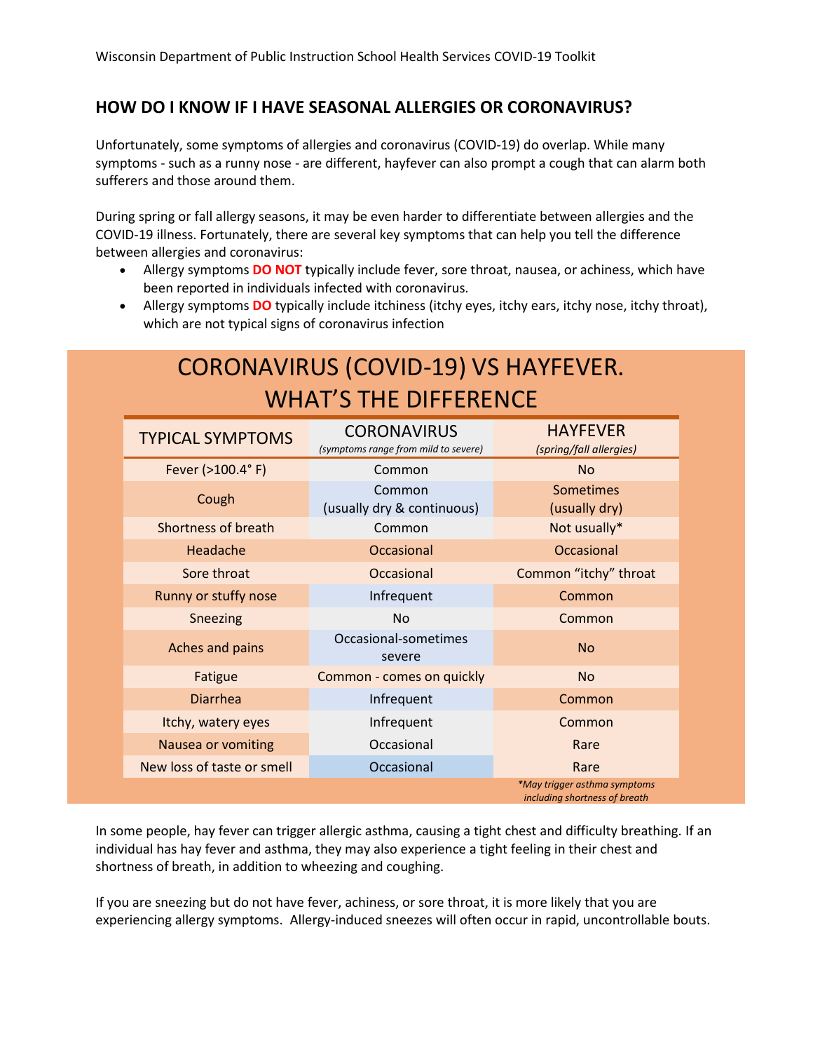## HOW DO I KNOW IF I HAVE SEASONAL ALLERGIES OR CORONAVIRUS?

Unfortunately, some symptoms of allergies and coronavirus (COVID-19) do overlap. While many symptoms - such as a runny nose - are different, hayfever can also prompt a cough that can alarm both sufferers and those around them.

During spring or fall allergy seasons, it may be even harder to differentiate between allergies and the COVID-19 illness. Fortunately, there are several key symptoms that can help you tell the difference between allergies and coronavirus:

- Allergy symptoms **DO NOT** typically include fever, sore throat, nausea, or achiness, which have been reported in individuals infected with coronavirus.
- Allergy symptoms **DO** typically include itchiness (itchy eyes, itchy ears, itchy nose, itchy throat), which are not typical signs of coronavirus infection

### CORONAVIRUS (COVID-19) VS HAYFEVER. WHAT'S THE DIFFERENCE

| TYPICAL SYMPTOMS | CORONAVIRUS *(symptoms range from mild to severe)* | HAYFEVER *(spring/fall allergies)* |
|---|---|---|
| Fever (>100.4° F) | Common | No |
| Cough | Common (usually dry & continuous) | Sometimes (usually dry) |
| Shortness of breath | Common | Not usually* |
| Headache | Occasional | Occasional |
| Sore throat | Occasional | Common "itchy" throat |
| Runny or stuffy nose | Infrequent | Common |
| Sneezing | No | Common |
| Aches and pains | Occasional-sometimes severe | No |
| Fatigue | Common - comes on quickly | No |
| Diarrhea | Infrequent | Common |
| Itchy, watery eyes | Infrequent | Common |
| Nausea or vomiting | Occasional | Rare |
| New loss of taste or smell | Occasional | Rare |

*\*May trigger asthma symptoms including shortness of breath*

In some people, hay fever can trigger allergic asthma, causing a tight chest and difficulty breathing. If an individual has hay fever and asthma, they may also experience a tight feeling in their chest and shortness of breath, in addition to wheezing and coughing.

If you are sneezing but do not have fever, achiness, or sore throat, it is more likely that you are experiencing allergy symptoms. Allergy-induced sneezes will often occur in rapid, uncontrollable bouts.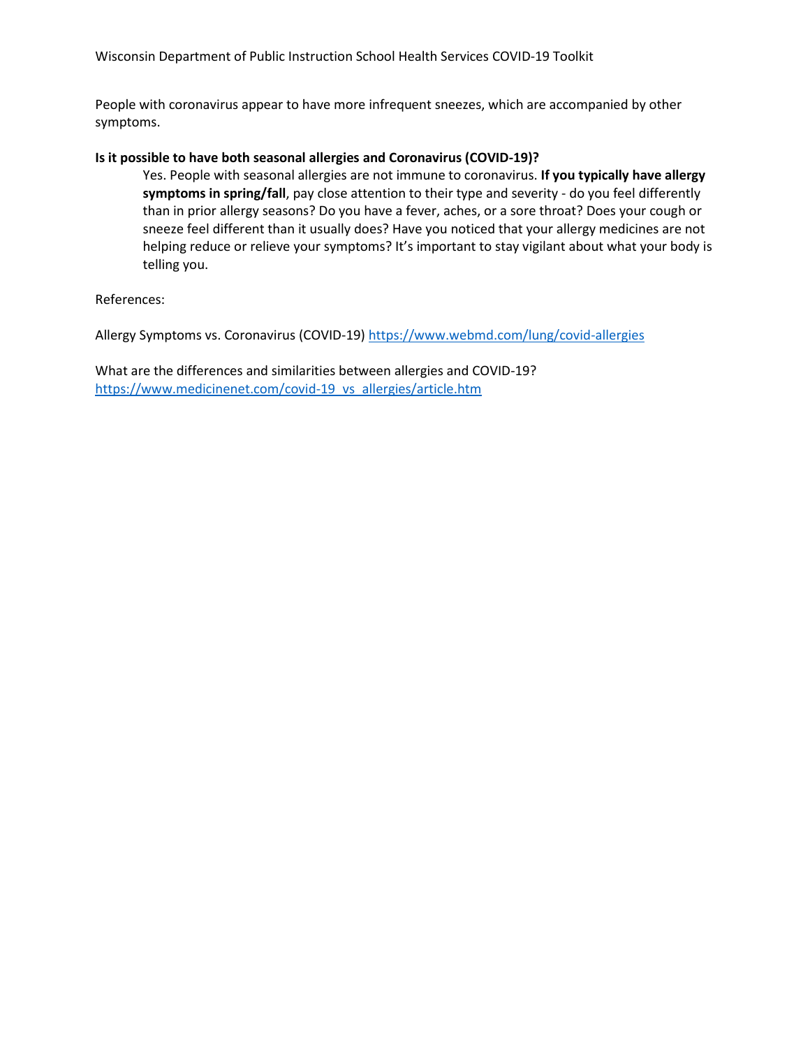People with coronavirus appear to have more infrequent sneezes, which are accompanied by other symptoms.

**Is it possible to have both seasonal allergies and Coronavirus (COVID-19)?**

Yes. People with seasonal allergies are not immune to coronavirus. **If you typically have allergy symptoms in spring/fall**, pay close attention to their type and severity - do you feel differently than in prior allergy seasons? Do you have a fever, aches, or a sore throat? Does your cough or sneeze feel different than it usually does? Have you noticed that your allergy medicines are not helping reduce or relieve your symptoms? It's important to stay vigilant about what your body is telling you.

References:

Allergy Symptoms vs. Coronavirus (COVID-19) https://www.webmd.com/lung/covid-allergies

What are the differences and similarities between allergies and COVID-19? https://www.medicinenet.com/covid-19_vs_allergies/article.htm